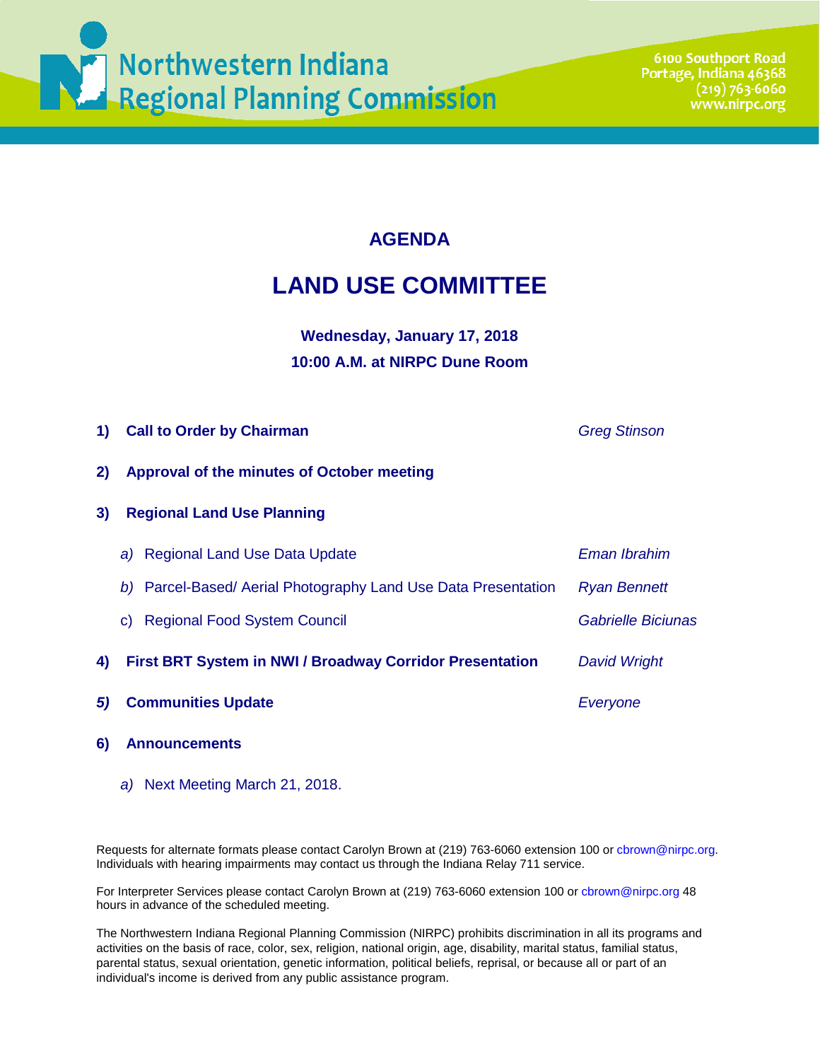Northwestern Indiana Regional Planning Commission

6100 Southport Road
Portage, Indiana 46368
(219) 763-6060
www.nirpc.org

# AGENDA

# LAND USE COMMITTEE

**Wednesday, January 17, 2018**
**10:00 A.M. at NIRPC Dune Room**

1) **Call to Order by Chairman** — *Greg Stinson*

2) **Approval of the minutes of October meeting**

3) **Regional Land Use Planning**

   *a)* Regional Land Use Data Update — *Eman Ibrahim*

   *b)* Parcel-Based/ Aerial Photography Land Use Data Presentation — *Ryan Bennett*

   c) Regional Food System Council — *Gabrielle Biciunas*

4) **First BRT System in NWI / Broadway Corridor Presentation** — *David Wright*

*5)* **Communities Update** — *Everyone*

6) **Announcements**

   *a)* Next Meeting March 21, 2018.

Requests for alternate formats please contact Carolyn Brown at (219) 763-6060 extension 100 or cbrown@nirpc.org. Individuals with hearing impairments may contact us through the Indiana Relay 711 service.

For Interpreter Services please contact Carolyn Brown at (219) 763-6060 extension 100 or cbrown@nirpc.org 48 hours in advance of the scheduled meeting.

The Northwestern Indiana Regional Planning Commission (NIRPC) prohibits discrimination in all its programs and activities on the basis of race, color, sex, religion, national origin, age, disability, marital status, familial status, parental status, sexual orientation, genetic information, political beliefs, reprisal, or because all or part of an individual's income is derived from any public assistance program.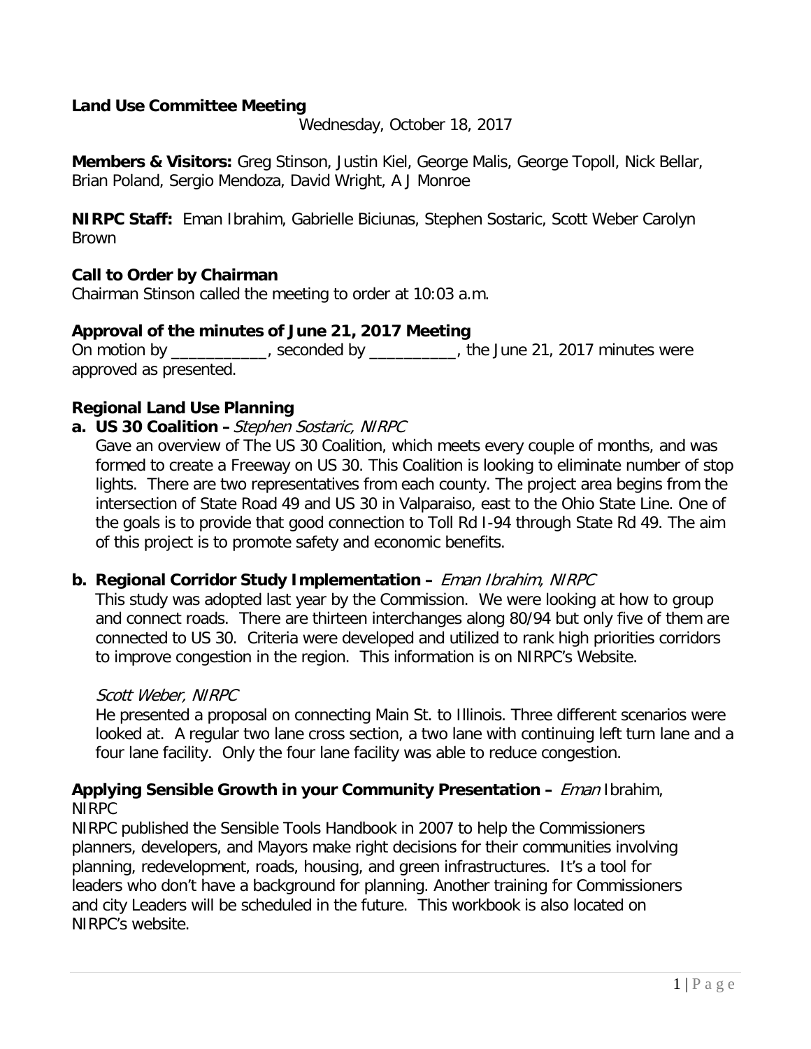**Land Use Committee Meeting**

Wednesday, October 18, 2017

**Members & Visitors:** Greg Stinson, Justin Kiel, George Malis, George Topoll, Nick Bellar, Brian Poland, Sergio Mendoza, David Wright, A J Monroe

**NIRPC Staff:** Eman Ibrahim, Gabrielle Biciunas, Stephen Sostaric, Scott Weber Carolyn Brown

**Call to Order by Chairman**

Chairman Stinson called the meeting to order at 10:03 a.m.

**Approval of the minutes of June 21, 2017 Meeting**

On motion by ___________, seconded by __________, the June 21, 2017 minutes were approved as presented.

**Regional Land Use Planning**

**a. US 30 Coalition –** *Stephen Sostaric, NIRPC*

Gave an overview of The US 30 Coalition, which meets every couple of months, and was formed to create a Freeway on US 30. This Coalition is looking to eliminate number of stop lights. There are two representatives from each county. The project area begins from the intersection of State Road 49 and US 30 in Valparaiso, east to the Ohio State Line. One of the goals is to provide that good connection to Toll Rd I-94 through State Rd 49. The aim of this project is to promote safety and economic benefits.

**b. Regional Corridor Study Implementation –** *Eman Ibrahim, NIRPC*

This study was adopted last year by the Commission. We were looking at how to group and connect roads. There are thirteen interchanges along 80/94 but only five of them are connected to US 30. Criteria were developed and utilized to rank high priorities corridors to improve congestion in the region. This information is on NIRPC's Website.

*Scott Weber, NIRPC*

He presented a proposal on connecting Main St. to Illinois. Three different scenarios were looked at. A regular two lane cross section, a two lane with continuing left turn lane and a four lane facility. Only the four lane facility was able to reduce congestion.

**Applying Sensible Growth in your Community Presentation –** *Eman* Ibrahim, NIRPC

NIRPC published the Sensible Tools Handbook in 2007 to help the Commissioners planners, developers, and Mayors make right decisions for their communities involving planning, redevelopment, roads, housing, and green infrastructures. It's a tool for leaders who don't have a background for planning. Another training for Commissioners and city Leaders will be scheduled in the future. This workbook is also located on NIRPC's website.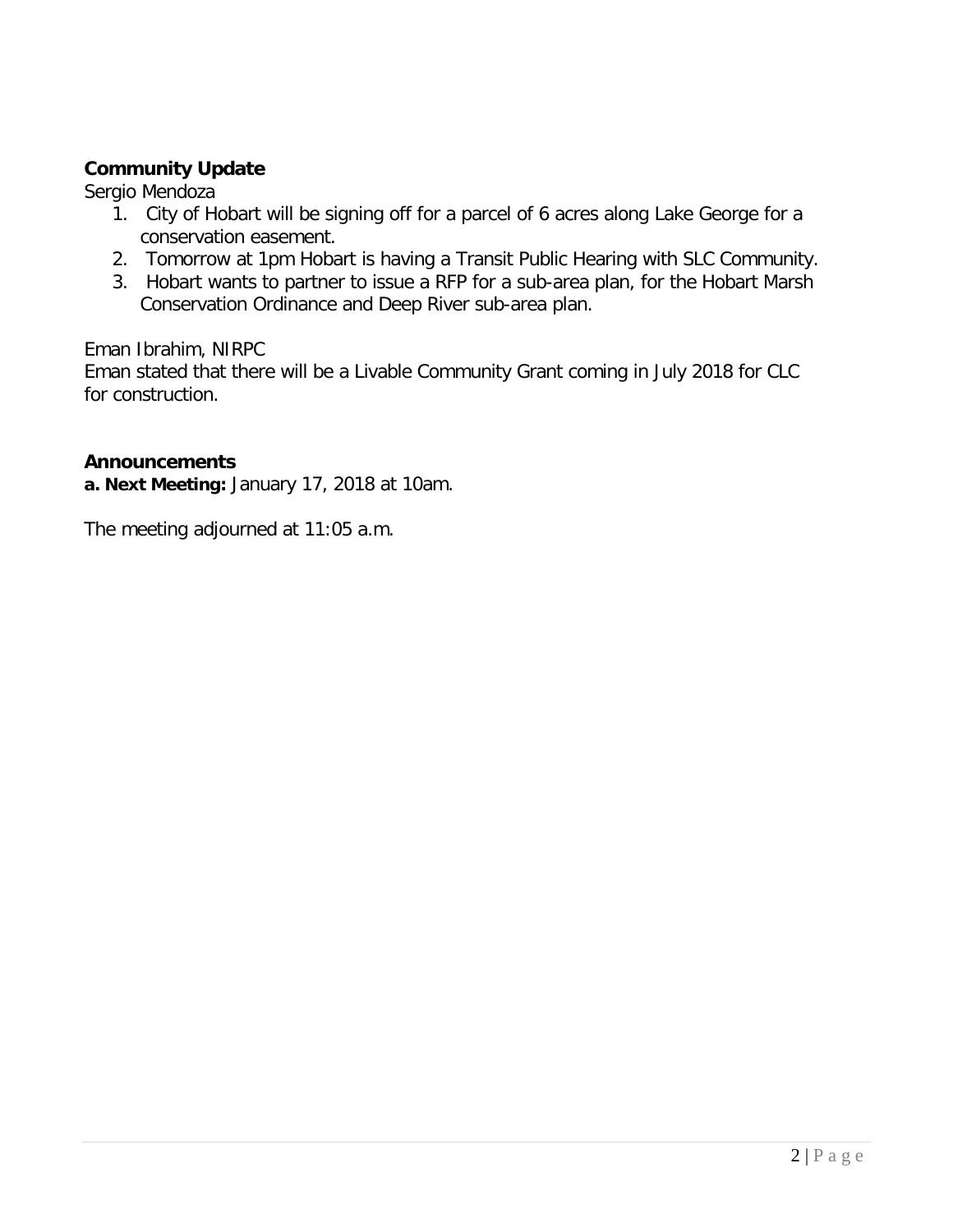## Community Update

Sergio Mendoza

1. City of Hobart will be signing off for a parcel of 6 acres along Lake George for a conservation easement.
2. Tomorrow at 1pm Hobart is having a Transit Public Hearing with SLC Community.
3. Hobart wants to partner to issue a RFP for a sub-area plan, for the Hobart Marsh Conservation Ordinance and Deep River sub-area plan.

Eman Ibrahim, NIRPC

Eman stated that there will be a Livable Community Grant coming in July 2018 for CLC for construction.

## Announcements

**a. Next Meeting:** January 17, 2018 at 10am.

The meeting adjourned at 11:05 a.m.